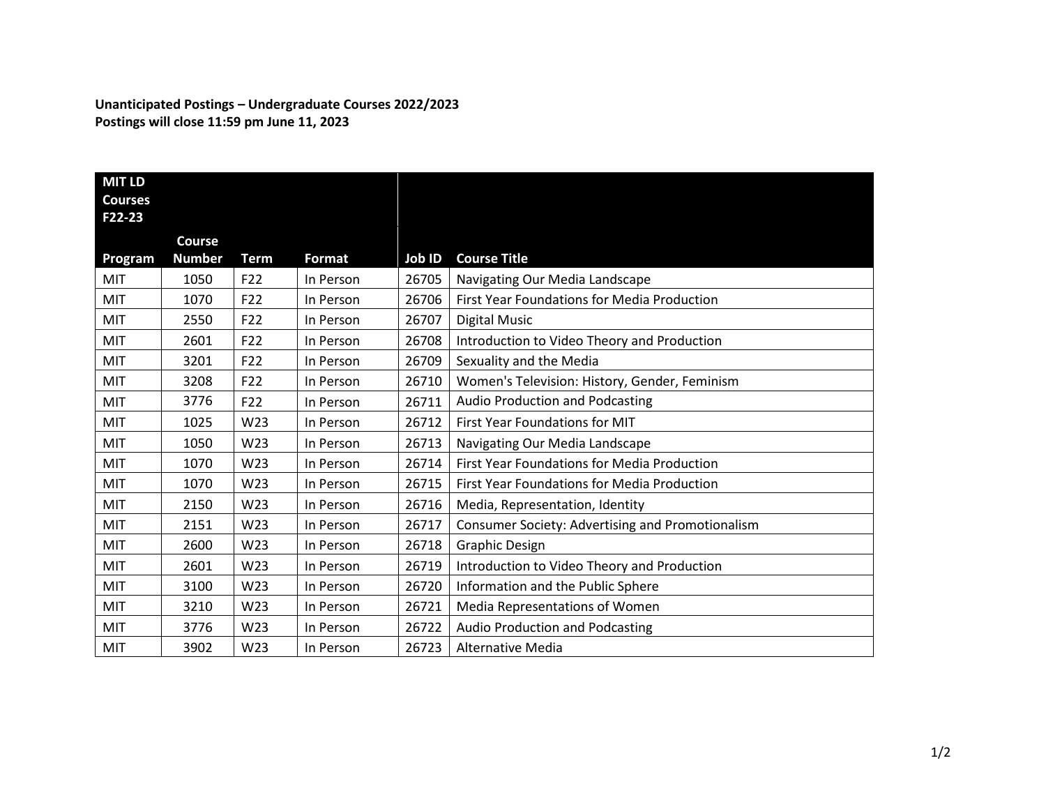**Unanticipated Postings – Undergraduate Courses 2022/2023**
**Postings will close 11:59 pm June 11, 2023**

| MIT LD Courses F22-23 | | | | | |
|---|---|---|---|---|---|
| **Program** | **Course Number** | **Term** | **Format** | **Job ID** | **Course Title** |
| MIT | 1050 | F22 | In Person | 26705 | Navigating Our Media Landscape |
| MIT | 1070 | F22 | In Person | 26706 | First Year Foundations for Media Production |
| MIT | 2550 | F22 | In Person | 26707 | Digital Music |
| MIT | 2601 | F22 | In Person | 26708 | Introduction to Video Theory and Production |
| MIT | 3201 | F22 | In Person | 26709 | Sexuality and the Media |
| MIT | 3208 | F22 | In Person | 26710 | Women's Television: History, Gender, Feminism |
| MIT | 3776 | F22 | In Person | 26711 | Audio Production and Podcasting |
| MIT | 1025 | W23 | In Person | 26712 | First Year Foundations for MIT |
| MIT | 1050 | W23 | In Person | 26713 | Navigating Our Media Landscape |
| MIT | 1070 | W23 | In Person | 26714 | First Year Foundations for Media Production |
| MIT | 1070 | W23 | In Person | 26715 | First Year Foundations for Media Production |
| MIT | 2150 | W23 | In Person | 26716 | Media, Representation, Identity |
| MIT | 2151 | W23 | In Person | 26717 | Consumer Society: Advertising and Promotionalism |
| MIT | 2600 | W23 | In Person | 26718 | Graphic Design |
| MIT | 2601 | W23 | In Person | 26719 | Introduction to Video Theory and Production |
| MIT | 3100 | W23 | In Person | 26720 | Information and the Public Sphere |
| MIT | 3210 | W23 | In Person | 26721 | Media Representations of Women |
| MIT | 3776 | W23 | In Person | 26722 | Audio Production and Podcasting |
| MIT | 3902 | W23 | In Person | 26723 | Alternative Media |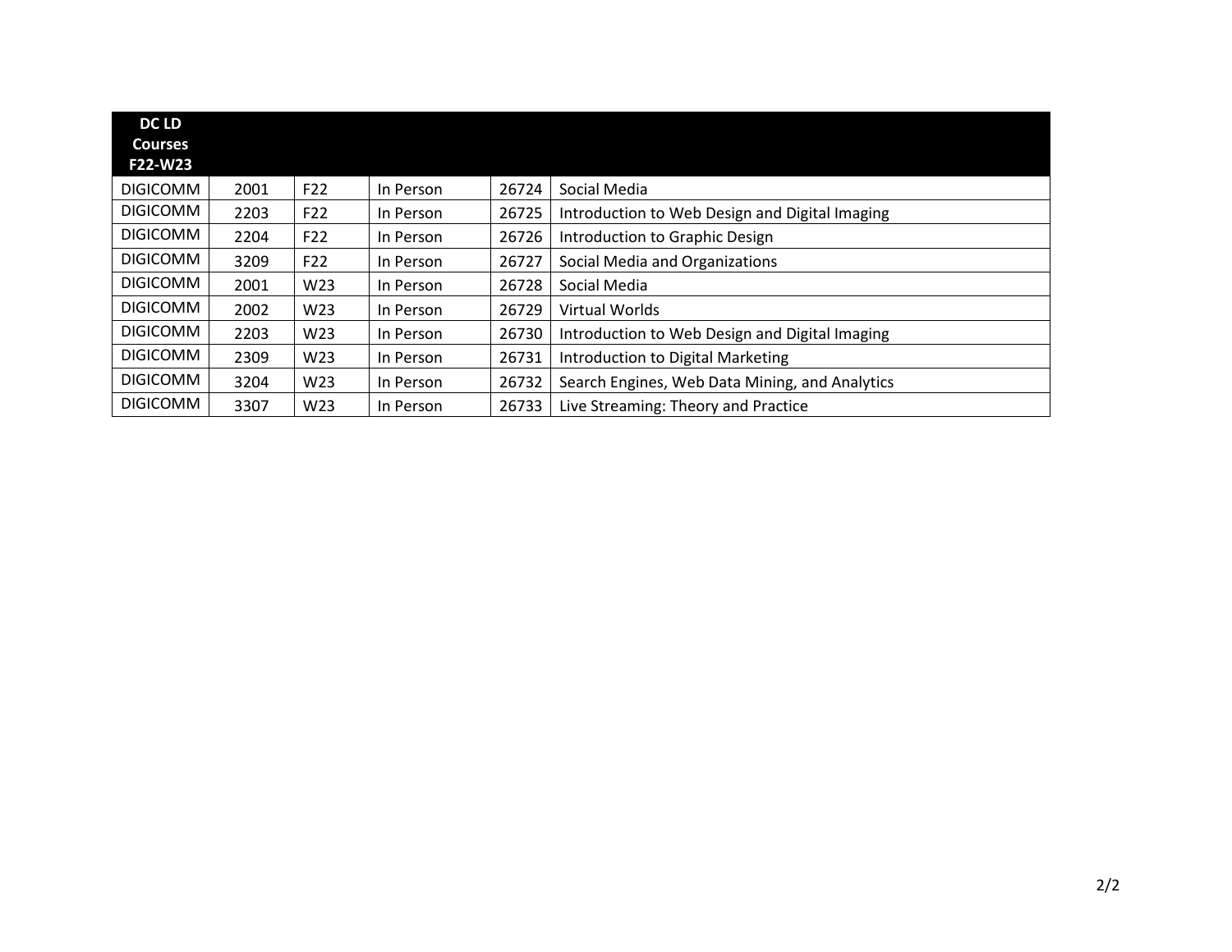| DC LD Courses F22-W23 | | | | | |
|---|---|---|---|---|---|
| DIGICOMM | 2001 | F22 | In Person | 26724 | Social Media |
| DIGICOMM | 2203 | F22 | In Person | 26725 | Introduction to Web Design and Digital Imaging |
| DIGICOMM | 2204 | F22 | In Person | 26726 | Introduction to Graphic Design |
| DIGICOMM | 3209 | F22 | In Person | 26727 | Social Media and Organizations |
| DIGICOMM | 2001 | W23 | In Person | 26728 | Social Media |
| DIGICOMM | 2002 | W23 | In Person | 26729 | Virtual Worlds |
| DIGICOMM | 2203 | W23 | In Person | 26730 | Introduction to Web Design and Digital Imaging |
| DIGICOMM | 2309 | W23 | In Person | 26731 | Introduction to Digital Marketing |
| DIGICOMM | 3204 | W23 | In Person | 26732 | Search Engines, Web Data Mining, and Analytics |
| DIGICOMM | 3307 | W23 | In Person | 26733 | Live Streaming: Theory and Practice |